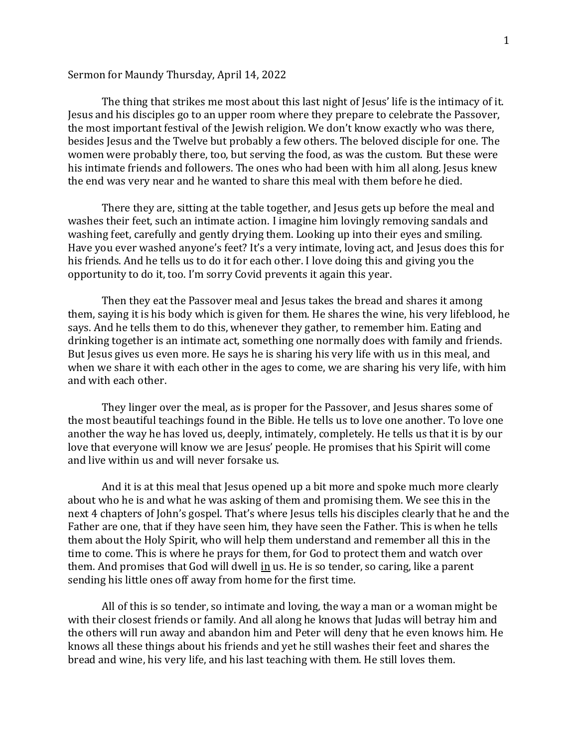Sermon for Maundy Thursday, April 14, 2022

The thing that strikes me most about this last night of Jesus' life is the intimacy of it. Jesus and his disciples go to an upper room where they prepare to celebrate the Passover, the most important festival of the Jewish religion. We don't know exactly who was there, besides Jesus and the Twelve but probably a few others. The beloved disciple for one. The women were probably there, too, but serving the food, as was the custom. But these were his intimate friends and followers. The ones who had been with him all along. Jesus knew the end was very near and he wanted to share this meal with them before he died.

There they are, sitting at the table together, and Jesus gets up before the meal and washes their feet, such an intimate action. I imagine him lovingly removing sandals and washing feet, carefully and gently drying them. Looking up into their eyes and smiling. Have you ever washed anyone's feet? It's a very intimate, loving act, and Jesus does this for his friends. And he tells us to do it for each other. I love doing this and giving you the opportunity to do it, too. I'm sorry Covid prevents it again this year.

Then they eat the Passover meal and Jesus takes the bread and shares it among them, saying it is his body which is given for them. He shares the wine, his very lifeblood, he says. And he tells them to do this, whenever they gather, to remember him. Eating and drinking together is an intimate act, something one normally does with family and friends. But Jesus gives us even more. He says he is sharing his very life with us in this meal, and when we share it with each other in the ages to come, we are sharing his very life, with him and with each other.

They linger over the meal, as is proper for the Passover, and Jesus shares some of the most beautiful teachings found in the Bible. He tells us to love one another. To love one another the way he has loved us, deeply, intimately, completely. He tells us that it is by our love that everyone will know we are Jesus' people. He promises that his Spirit will come and live within us and will never forsake us.

And it is at this meal that Jesus opened up a bit more and spoke much more clearly about who he is and what he was asking of them and promising them. We see this in the next 4 chapters of John's gospel. That's where Jesus tells his disciples clearly that he and the Father are one, that if they have seen him, they have seen the Father. This is when he tells them about the Holy Spirit, who will help them understand and remember all this in the time to come. This is where he prays for them, for God to protect them and watch over them. And promises that God will dwell <u>in</u> us. He is so tender, so caring, like a parent sending his little ones off away from home for the first time.

All of this is so tender, so intimate and loving, the way a man or a woman might be with their closest friends or family. And all along he knows that Judas will betray him and the others will run away and abandon him and Peter will deny that he even knows him. He knows all these things about his friends and yet he still washes their feet and shares the bread and wine, his very life, and his last teaching with them. He still loves them.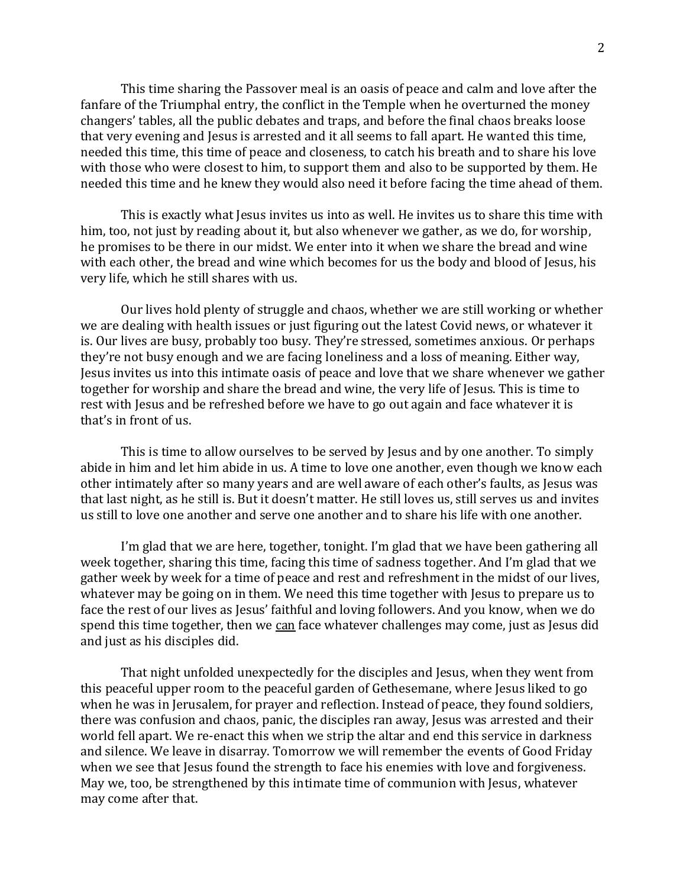This time sharing the Passover meal is an oasis of peace and calm and love after the fanfare of the Triumphal entry, the conflict in the Temple when he overturned the money changers' tables, all the public debates and traps, and before the final chaos breaks loose that very evening and Jesus is arrested and it all seems to fall apart. He wanted this time, needed this time, this time of peace and closeness, to catch his breath and to share his love with those who were closest to him, to support them and also to be supported by them. He needed this time and he knew they would also need it before facing the time ahead of them.

This is exactly what Jesus invites us into as well. He invites us to share this time with him, too, not just by reading about it, but also whenever we gather, as we do, for worship, he promises to be there in our midst. We enter into it when we share the bread and wine with each other, the bread and wine which becomes for us the body and blood of Jesus, his very life, which he still shares with us.

Our lives hold plenty of struggle and chaos, whether we are still working or whether we are dealing with health issues or just figuring out the latest Covid news, or whatever it is. Our lives are busy, probably too busy. They're stressed, sometimes anxious. Or perhaps they're not busy enough and we are facing loneliness and a loss of meaning. Either way, Jesus invites us into this intimate oasis of peace and love that we share whenever we gather together for worship and share the bread and wine, the very life of Jesus. This is time to rest with Jesus and be refreshed before we have to go out again and face whatever it is that's in front of us.

This is time to allow ourselves to be served by Jesus and by one another. To simply abide in him and let him abide in us. A time to love one another, even though we know each other intimately after so many years and are well aware of each other's faults, as Jesus was that last night, as he still is. But it doesn't matter. He still loves us, still serves us and invites us still to love one another and serve one another and to share his life with one another.

I'm glad that we are here, together, tonight. I'm glad that we have been gathering all week together, sharing this time, facing this time of sadness together. And I'm glad that we gather week by week for a time of peace and rest and refreshment in the midst of our lives, whatever may be going on in them. We need this time together with Jesus to prepare us to face the rest of our lives as Jesus' faithful and loving followers. And you know, when we do spend this time together, then we <u>can</u> face whatever challenges may come, just as Jesus did and just as his disciples did.

That night unfolded unexpectedly for the disciples and Jesus, when they went from this peaceful upper room to the peaceful garden of Gethesemane, where Jesus liked to go when he was in Jerusalem, for prayer and reflection. Instead of peace, they found soldiers, there was confusion and chaos, panic, the disciples ran away, Jesus was arrested and their world fell apart. We re-enact this when we strip the altar and end this service in darkness and silence. We leave in disarray. Tomorrow we will remember the events of Good Friday when we see that Jesus found the strength to face his enemies with love and forgiveness. May we, too, be strengthened by this intimate time of communion with Jesus, whatever may come after that.